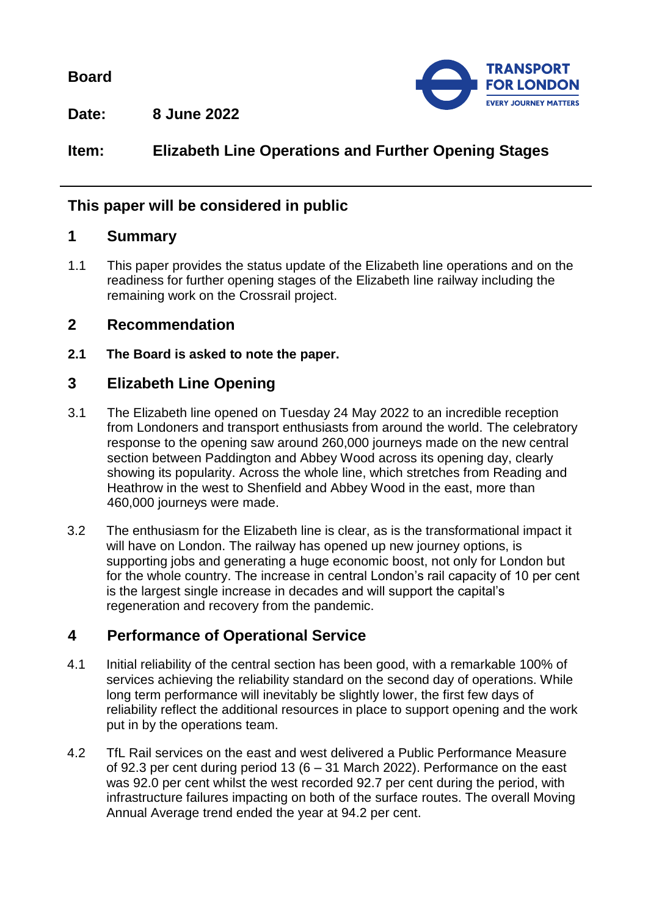**Board**

**Date:** **8 June 2022**

**Item:** **Elizabeth Line Operations and Further Opening Stages**

---

## This paper will be considered in public

## 1 Summary

1.1 This paper provides the status update of the Elizabeth line operations and on the readiness for further opening stages of the Elizabeth line railway including the remaining work on the Crossrail project.

## 2 Recommendation

**2.1 The Board is asked to note the paper.**

## 3 Elizabeth Line Opening

3.1 The Elizabeth line opened on Tuesday 24 May 2022 to an incredible reception from Londoners and transport enthusiasts from around the world. The celebratory response to the opening saw around 260,000 journeys made on the new central section between Paddington and Abbey Wood across its opening day, clearly showing its popularity. Across the whole line, which stretches from Reading and Heathrow in the west to Shenfield and Abbey Wood in the east, more than 460,000 journeys were made.

3.2 The enthusiasm for the Elizabeth line is clear, as is the transformational impact it will have on London. The railway has opened up new journey options, is supporting jobs and generating a huge economic boost, not only for London but for the whole country. The increase in central London's rail capacity of 10 per cent is the largest single increase in decades and will support the capital's regeneration and recovery from the pandemic.

## 4 Performance of Operational Service

4.1 Initial reliability of the central section has been good, with a remarkable 100% of services achieving the reliability standard on the second day of operations. While long term performance will inevitably be slightly lower, the first few days of reliability reflect the additional resources in place to support opening and the work put in by the operations team.

4.2 TfL Rail services on the east and west delivered a Public Performance Measure of 92.3 per cent during period 13 (6 – 31 March 2022). Performance on the east was 92.0 per cent whilst the west recorded 92.7 per cent during the period, with infrastructure failures impacting on both of the surface routes. The overall Moving Annual Average trend ended the year at 94.2 per cent.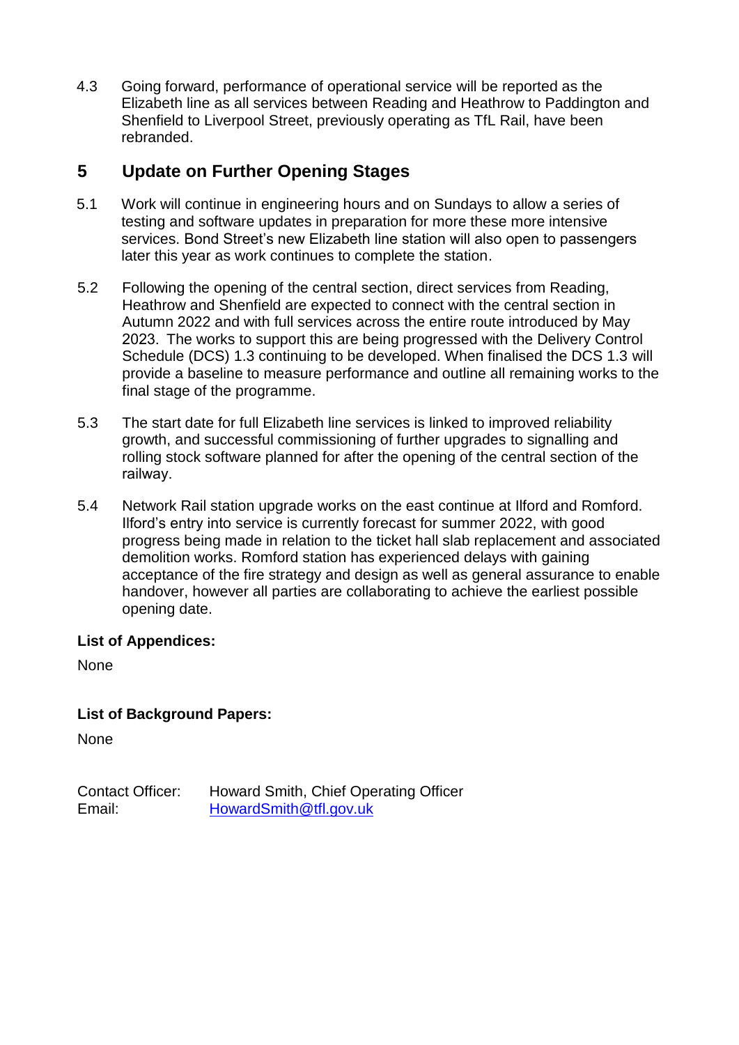4.3 Going forward, performance of operational service will be reported as the Elizabeth line as all services between Reading and Heathrow to Paddington and Shenfield to Liverpool Street, previously operating as TfL Rail, have been rebranded.

## 5 Update on Further Opening Stages

5.1 Work will continue in engineering hours and on Sundays to allow a series of testing and software updates in preparation for more these more intensive services. Bond Street's new Elizabeth line station will also open to passengers later this year as work continues to complete the station.

5.2 Following the opening of the central section, direct services from Reading, Heathrow and Shenfield are expected to connect with the central section in Autumn 2022 and with full services across the entire route introduced by May 2023. The works to support this are being progressed with the Delivery Control Schedule (DCS) 1.3 continuing to be developed. When finalised the DCS 1.3 will provide a baseline to measure performance and outline all remaining works to the final stage of the programme.

5.3 The start date for full Elizabeth line services is linked to improved reliability growth, and successful commissioning of further upgrades to signalling and rolling stock software planned for after the opening of the central section of the railway.

5.4 Network Rail station upgrade works on the east continue at Ilford and Romford. Ilford's entry into service is currently forecast for summer 2022, with good progress being made in relation to the ticket hall slab replacement and associated demolition works. Romford station has experienced delays with gaining acceptance of the fire strategy and design as well as general assurance to enable handover, however all parties are collaborating to achieve the earliest possible opening date.

**List of Appendices:**

None

**List of Background Papers:**

None

Contact Officer: Howard Smith, Chief Operating Officer
Email: HowardSmith@tfl.gov.uk